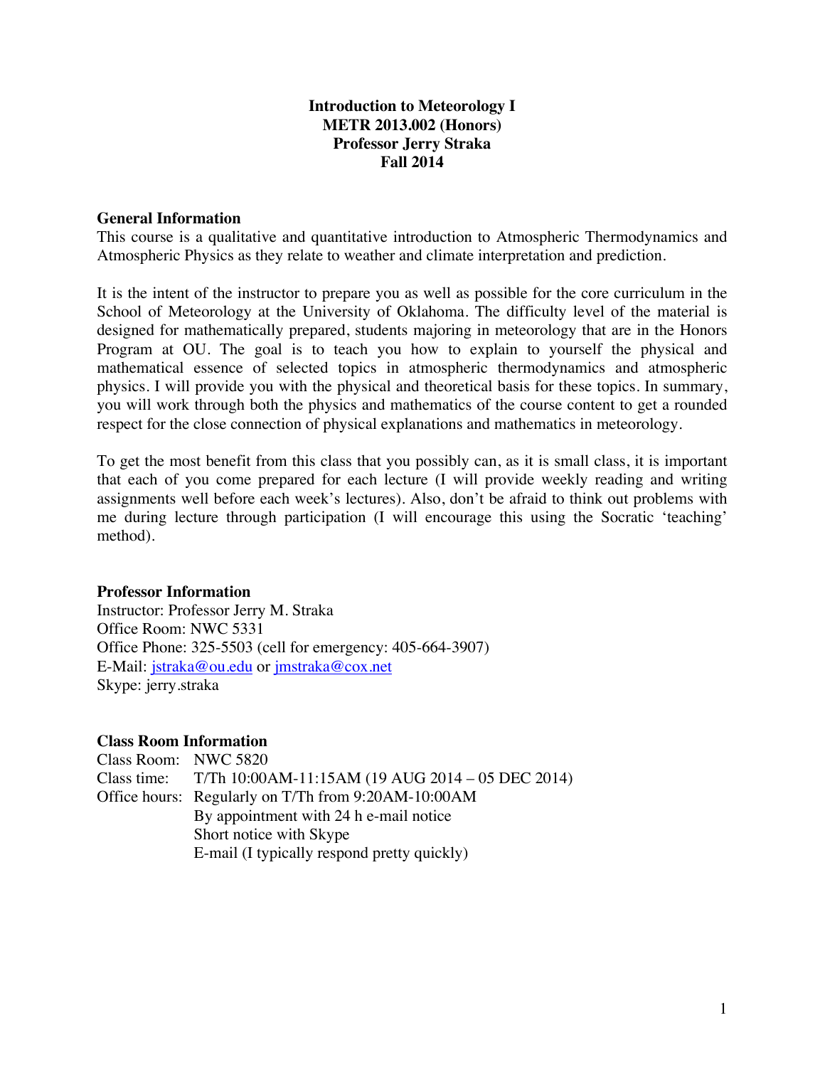**Introduction to Meteorology I**
**METR 2013.002 (Honors)**
**Professor Jerry Straka**
**Fall 2014**

## General Information

This course is a qualitative and quantitative introduction to Atmospheric Thermodynamics and Atmospheric Physics as they relate to weather and climate interpretation and prediction.

It is the intent of the instructor to prepare you as well as possible for the core curriculum in the School of Meteorology at the University of Oklahoma. The difficulty level of the material is designed for mathematically prepared, students majoring in meteorology that are in the Honors Program at OU. The goal is to teach you how to explain to yourself the physical and mathematical essence of selected topics in atmospheric thermodynamics and atmospheric physics. I will provide you with the physical and theoretical basis for these topics. In summary, you will work through both the physics and mathematics of the course content to get a rounded respect for the close connection of physical explanations and mathematics in meteorology.

To get the most benefit from this class that you possibly can, as it is small class, it is important that each of you come prepared for each lecture (I will provide weekly reading and writing assignments well before each week's lectures). Also, don't be afraid to think out problems with me during lecture through participation (I will encourage this using the Socratic 'teaching' method).

## Professor Information

Instructor: Professor Jerry M. Straka
Office Room: NWC 5331
Office Phone: 325-5503 (cell for emergency: 405-664-3907)
E-Mail: jstraka@ou.edu or jmstraka@cox.net
Skype: jerry.straka

## Class Room Information

Class Room: NWC 5820
Class time: T/Th 10:00AM-11:15AM (19 AUG 2014 – 05 DEC 2014)
Office hours: Regularly on T/Th from 9:20AM-10:00AM
By appointment with 24 h e-mail notice
Short notice with Skype
E-mail (I typically respond pretty quickly)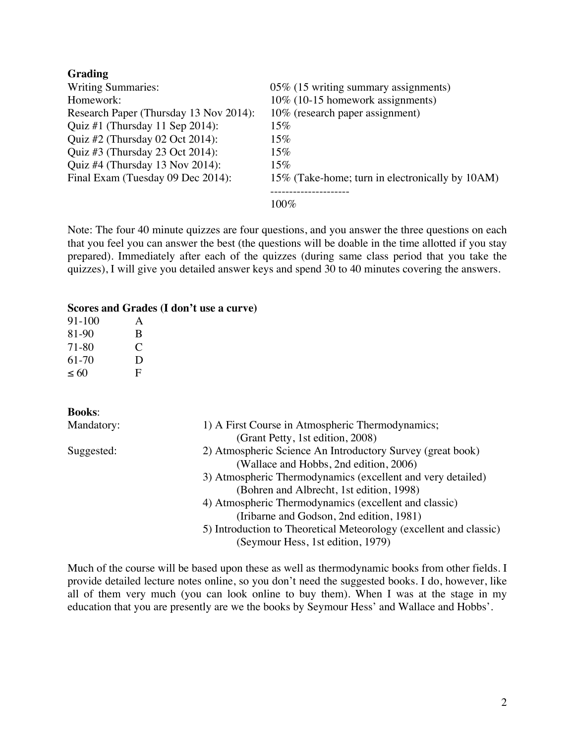**Grading**

| | |
|---|---|
| Writing Summaries: | 05% (15 writing summary assignments) |
| Homework: | 10% (10-15 homework assignments) |
| Research Paper (Thursday 13 Nov 2014): | 10% (research paper assignment) |
| Quiz #1 (Thursday 11 Sep 2014): | 15% |
| Quiz #2 (Thursday 02 Oct 2014): | 15% |
| Quiz #3 (Thursday 23 Oct 2014): | 15% |
| Quiz #4 (Thursday 13 Nov 2014): | 15% |
| Final Exam (Tuesday 09 Dec 2014): | 15% (Take-home; turn in electronically by 10AM) |
| | 100% |

Note: The four 40 minute quizzes are four questions, and you answer the three questions on each that you feel you can answer the best (the questions will be doable in the time allotted if you stay prepared). Immediately after each of the quizzes (during same class period that you take the quizzes), I will give you detailed answer keys and spend 30 to 40 minutes covering the answers.

**Scores and Grades (I don't use a curve)**

| | |
|---|---|
| 91-100 | A |
| 81-90 | B |
| 71-80 | C |
| 61-70 | D |
| ≤ 60 | F |

**Books**:

Mandatory:
1) A First Course in Atmospheric Thermodynamics; (Grant Petty, 1st edition, 2008)

Suggested:
2) Atmospheric Science An Introductory Survey (great book) (Wallace and Hobbs, 2nd edition, 2006)
3) Atmospheric Thermodynamics (excellent and very detailed) (Bohren and Albrecht, 1st edition, 1998)
4) Atmospheric Thermodynamics (excellent and classic) (Iribarne and Godson, 2nd edition, 1981)
5) Introduction to Theoretical Meteorology (excellent and classic) (Seymour Hess, 1st edition, 1979)

Much of the course will be based upon these as well as thermodynamic books from other fields. I provide detailed lecture notes online, so you don't need the suggested books. I do, however, like all of them very much (you can look online to buy them). When I was at the stage in my education that you are presently are we the books by Seymour Hess' and Wallace and Hobbs'.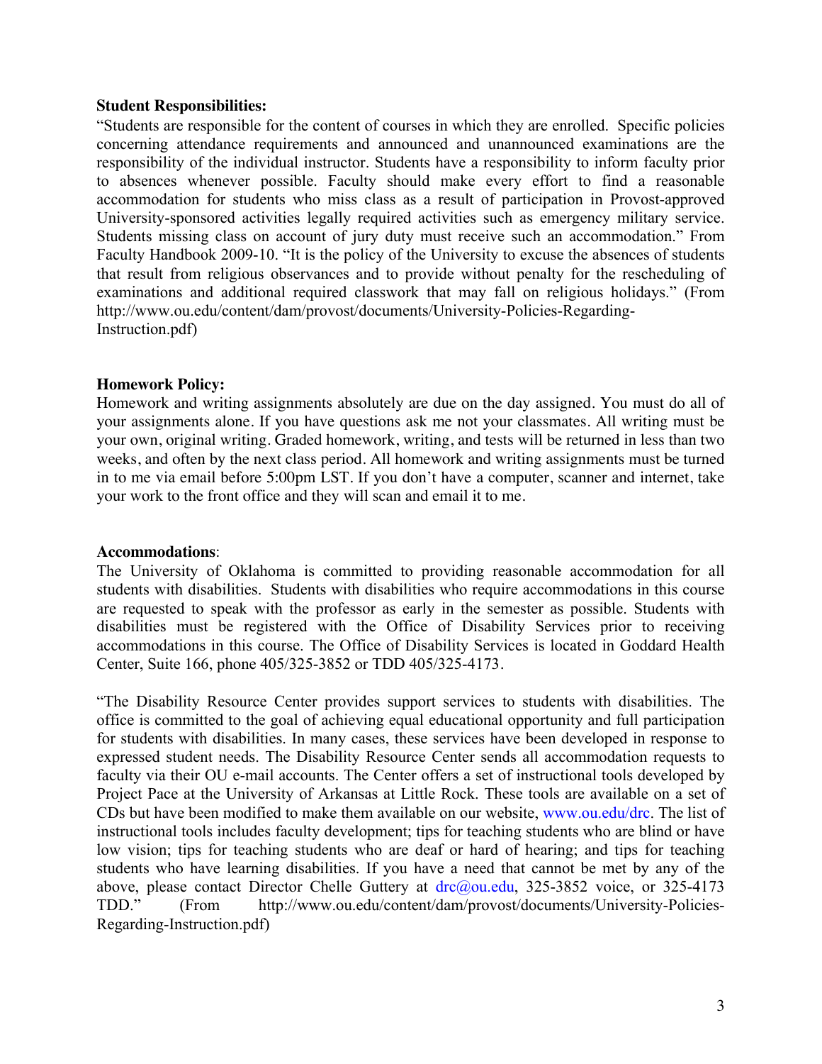**Student Responsibilities:**
"Students are responsible for the content of courses in which they are enrolled. Specific policies concerning attendance requirements and announced and unannounced examinations are the responsibility of the individual instructor. Students have a responsibility to inform faculty prior to absences whenever possible. Faculty should make every effort to find a reasonable accommodation for students who miss class as a result of participation in Provost-approved University-sponsored activities legally required activities such as emergency military service. Students missing class on account of jury duty must receive such an accommodation." From Faculty Handbook 2009-10. "It is the policy of the University to excuse the absences of students that result from religious observances and to provide without penalty for the rescheduling of examinations and additional required classwork that may fall on religious holidays." (From http://www.ou.edu/content/dam/provost/documents/University-Policies-Regarding-Instruction.pdf)

**Homework Policy:**
Homework and writing assignments absolutely are due on the day assigned. You must do all of your assignments alone. If you have questions ask me not your classmates. All writing must be your own, original writing. Graded homework, writing, and tests will be returned in less than two weeks, and often by the next class period. All homework and writing assignments must be turned in to me via email before 5:00pm LST. If you don't have a computer, scanner and internet, take your work to the front office and they will scan and email it to me.

**Accommodations**:
The University of Oklahoma is committed to providing reasonable accommodation for all students with disabilities. Students with disabilities who require accommodations in this course are requested to speak with the professor as early in the semester as possible. Students with disabilities must be registered with the Office of Disability Services prior to receiving accommodations in this course. The Office of Disability Services is located in Goddard Health Center, Suite 166, phone 405/325-3852 or TDD 405/325-4173.

"The Disability Resource Center provides support services to students with disabilities. The office is committed to the goal of achieving equal educational opportunity and full participation for students with disabilities. In many cases, these services have been developed in response to expressed student needs. The Disability Resource Center sends all accommodation requests to faculty via their OU e-mail accounts. The Center offers a set of instructional tools developed by Project Pace at the University of Arkansas at Little Rock. These tools are available on a set of CDs but have been modified to make them available on our website, www.ou.edu/drc. The list of instructional tools includes faculty development; tips for teaching students who are blind or have low vision; tips for teaching students who are deaf or hard of hearing; and tips for teaching students who have learning disabilities. If you have a need that cannot be met by any of the above, please contact Director Chelle Guttery at drc@ou.edu, 325-3852 voice, or 325-4173 TDD." (From http://www.ou.edu/content/dam/provost/documents/University-Policies-Regarding-Instruction.pdf)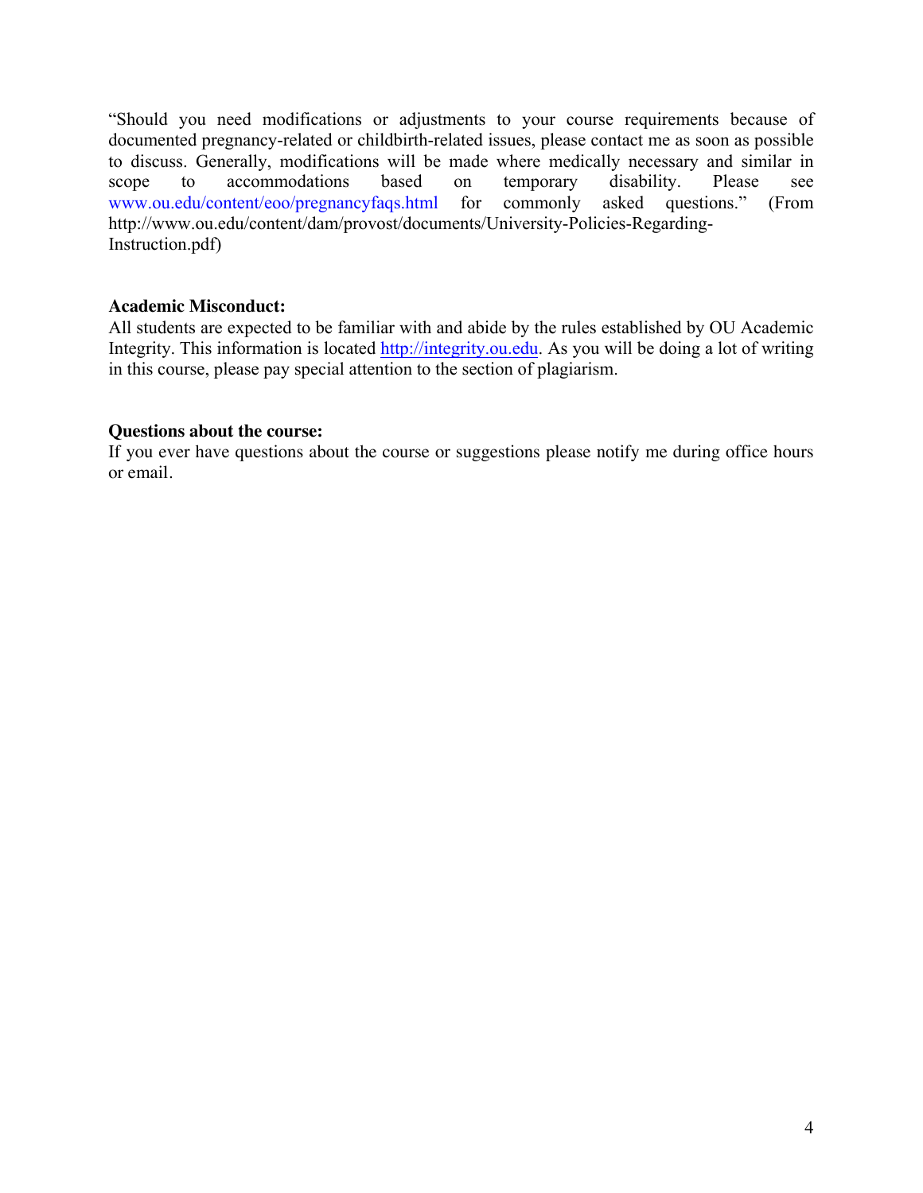"Should you need modifications or adjustments to your course requirements because of documented pregnancy-related or childbirth-related issues, please contact me as soon as possible to discuss. Generally, modifications will be made where medically necessary and similar in scope to accommodations based on temporary disability. Please see www.ou.edu/content/eoo/pregnancyfaqs.html for commonly asked questions." (From http://www.ou.edu/content/dam/provost/documents/University-Policies-Regarding-Instruction.pdf)

**Academic Misconduct:**
All students are expected to be familiar with and abide by the rules established by OU Academic Integrity. This information is located http://integrity.ou.edu. As you will be doing a lot of writing in this course, please pay special attention to the section of plagiarism.

**Questions about the course:**
If you ever have questions about the course or suggestions please notify me during office hours or email.